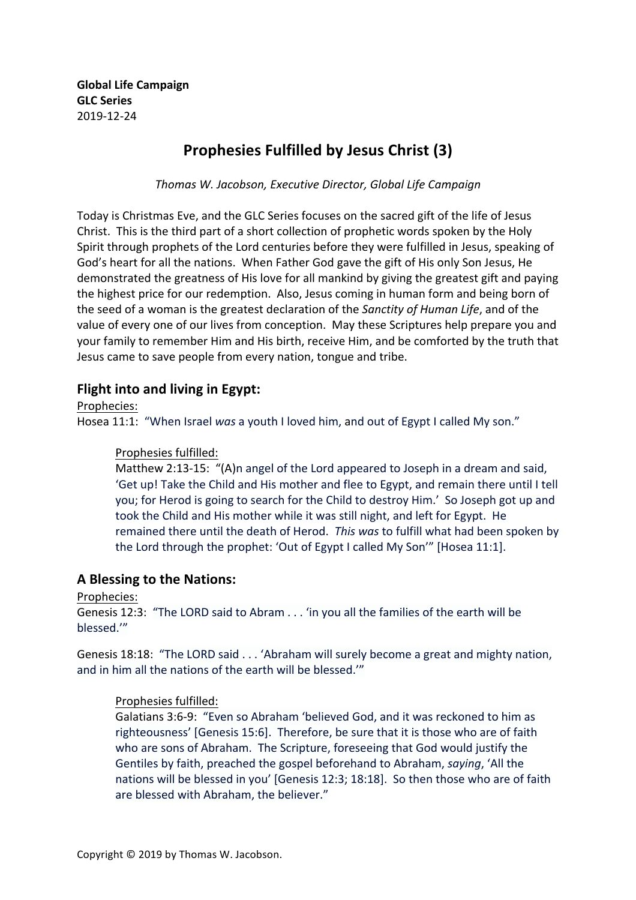**Global Life Campaign**
**GLC Series**
2019-12-24

# Prophesies Fulfilled by Jesus Christ (3)

*Thomas W. Jacobson, Executive Director, Global Life Campaign*

Today is Christmas Eve, and the GLC Series focuses on the sacred gift of the life of Jesus Christ. This is the third part of a short collection of prophetic words spoken by the Holy Spirit through prophets of the Lord centuries before they were fulfilled in Jesus, speaking of God's heart for all the nations. When Father God gave the gift of His only Son Jesus, He demonstrated the greatness of His love for all mankind by giving the greatest gift and paying the highest price for our redemption. Also, Jesus coming in human form and being born of the seed of a woman is the greatest declaration of the *Sanctity of Human Life*, and of the value of every one of our lives from conception. May these Scriptures help prepare you and your family to remember Him and His birth, receive Him, and be comforted by the truth that Jesus came to save people from every nation, tongue and tribe.

## Flight into and living in Egypt:

<u>Prophecies:</u>
Hosea 11:1: "When Israel *was* a youth I loved him, and out of Egypt I called My son."

> <u>Prophesies fulfilled:</u>
> Matthew 2:13-15: "(A)n angel of the Lord appeared to Joseph in a dream and said, 'Get up! Take the Child and His mother and flee to Egypt, and remain there until I tell you; for Herod is going to search for the Child to destroy Him.' So Joseph got up and took the Child and His mother while it was still night, and left for Egypt. He remained there until the death of Herod. *This was* to fulfill what had been spoken by the Lord through the prophet: 'Out of Egypt I called My Son'" [Hosea 11:1].

## A Blessing to the Nations:

<u>Prophecies:</u>
Genesis 12:3: "The LORD said to Abram . . . 'in you all the families of the earth will be blessed.'"

Genesis 18:18: "The LORD said . . . 'Abraham will surely become a great and mighty nation, and in him all the nations of the earth will be blessed.'"

> <u>Prophesies fulfilled:</u>
> Galatians 3:6-9: "Even so Abraham 'believed God, and it was reckoned to him as righteousness' [Genesis 15:6]. Therefore, be sure that it is those who are of faith who are sons of Abraham. The Scripture, foreseeing that God would justify the Gentiles by faith, preached the gospel beforehand to Abraham, *saying*, 'All the nations will be blessed in you' [Genesis 12:3; 18:18]. So then those who are of faith are blessed with Abraham, the believer."

Copyright © 2019 by Thomas W. Jacobson.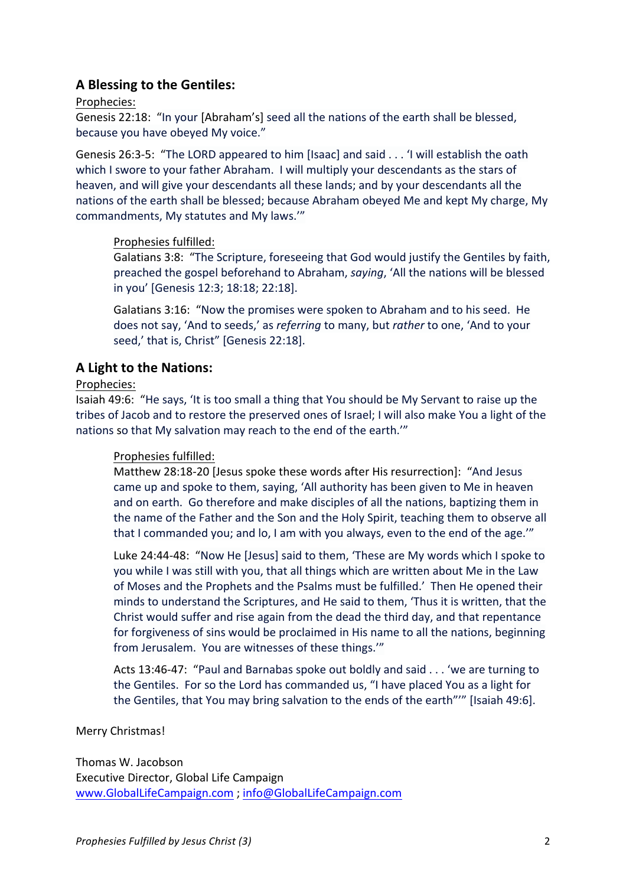## A Blessing to the Gentiles:

Prophecies:

Genesis 22:18: "In your [Abraham's] seed all the nations of the earth shall be blessed, because you have obeyed My voice."

Genesis 26:3-5: "The LORD appeared to him [Isaac] and said . . . 'I will establish the oath which I swore to your father Abraham. I will multiply your descendants as the stars of heaven, and will give your descendants all these lands; and by your descendants all the nations of the earth shall be blessed; because Abraham obeyed Me and kept My charge, My commandments, My statutes and My laws.'"

> Prophesies fulfilled:
>
> Galatians 3:8: "The Scripture, foreseeing that God would justify the Gentiles by faith, preached the gospel beforehand to Abraham, *saying*, 'All the nations will be blessed in you' [Genesis 12:3; 18:18; 22:18].
>
> Galatians 3:16: "Now the promises were spoken to Abraham and to his seed. He does not say, 'And to seeds,' as *referring* to many, but *rather* to one, 'And to your seed,' that is, Christ" [Genesis 22:18].

## A Light to the Nations:

Prophecies:

Isaiah 49:6: "He says, 'It is too small a thing that You should be My Servant to raise up the tribes of Jacob and to restore the preserved ones of Israel; I will also make You a light of the nations so that My salvation may reach to the end of the earth.'"

> Prophesies fulfilled:
>
> Matthew 28:18-20 [Jesus spoke these words after His resurrection]: "And Jesus came up and spoke to them, saying, 'All authority has been given to Me in heaven and on earth. Go therefore and make disciples of all the nations, baptizing them in the name of the Father and the Son and the Holy Spirit, teaching them to observe all that I commanded you; and lo, I am with you always, even to the end of the age.'"
>
> Luke 24:44-48: "Now He [Jesus] said to them, 'These are My words which I spoke to you while I was still with you, that all things which are written about Me in the Law of Moses and the Prophets and the Psalms must be fulfilled.' Then He opened their minds to understand the Scriptures, and He said to them, 'Thus it is written, that the Christ would suffer and rise again from the dead the third day, and that repentance for forgiveness of sins would be proclaimed in His name to all the nations, beginning from Jerusalem. You are witnesses of these things.'"
>
> Acts 13:46-47: "Paul and Barnabas spoke out boldly and said . . . 'we are turning to the Gentiles. For so the Lord has commanded us, "I have placed You as a light for the Gentiles, that You may bring salvation to the ends of the earth"'" [Isaiah 49:6].

Merry Christmas!

Thomas W. Jacobson
Executive Director, Global Life Campaign
www.GlobalLifeCampaign.com ; info@GlobalLifeCampaign.com